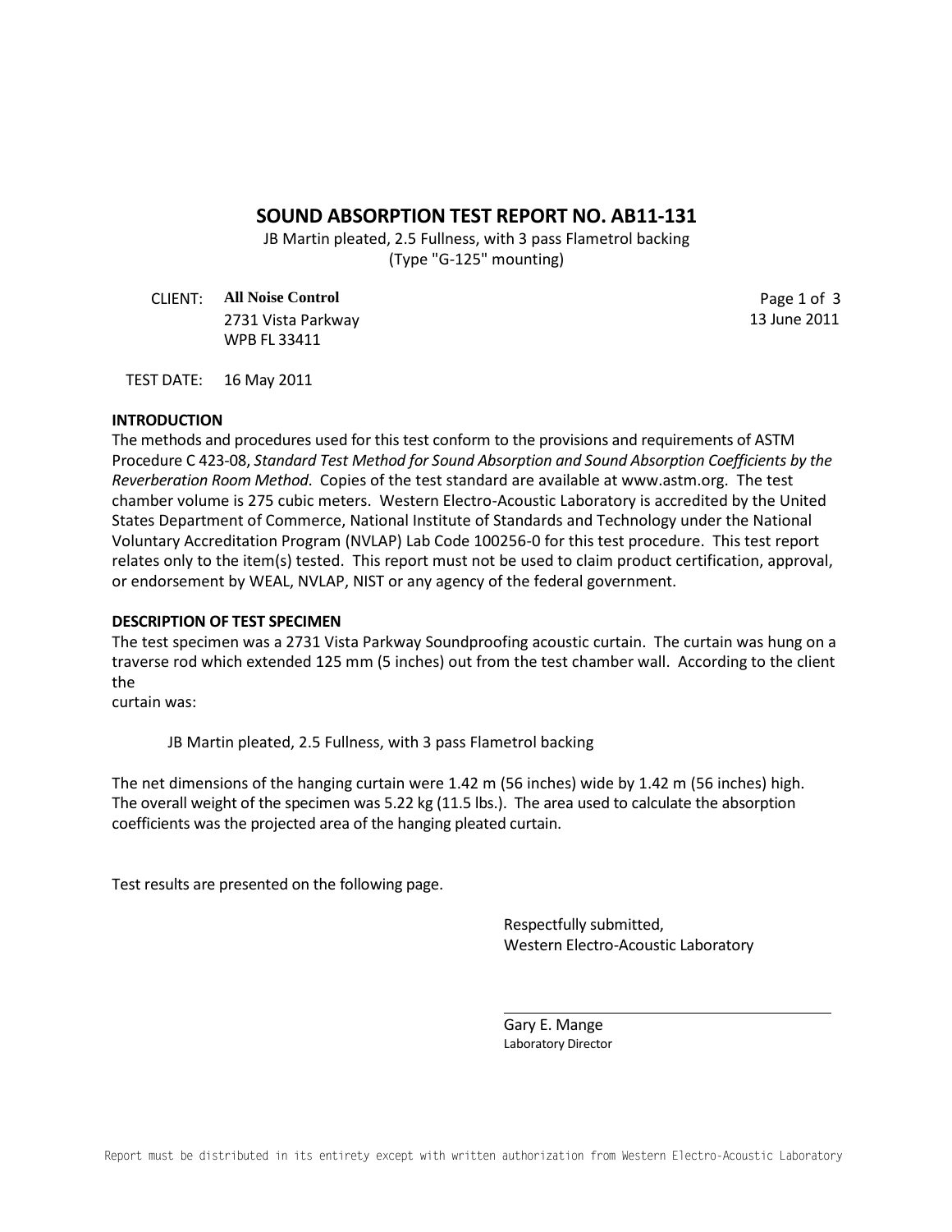# SOUND ABSORPTION TEST REPORT NO. AB11-131

JB Martin pleated, 2.5 Fullness, with 3 pass Flametrol backing
(Type "G-125" mounting)

CLIENT: **All Noise Control**
2731 Vista Parkway
WPB FL 33411

13 June 2011

TEST DATE: 16 May 2011

## INTRODUCTION

The methods and procedures used for this test conform to the provisions and requirements of ASTM Procedure C 423-08, *Standard Test Method for Sound Absorption and Sound Absorption Coefficients by the Reverberation Room Method*. Copies of the test standard are available at www.astm.org. The test chamber volume is 275 cubic meters. Western Electro-Acoustic Laboratory is accredited by the United States Department of Commerce, National Institute of Standards and Technology under the National Voluntary Accreditation Program (NVLAP) Lab Code 100256-0 for this test procedure. This test report relates only to the item(s) tested. This report must not be used to claim product certification, approval, or endorsement by WEAL, NVLAP, NIST or any agency of the federal government.

## DESCRIPTION OF TEST SPECIMEN

The test specimen was a 2731 Vista Parkway Soundproofing acoustic curtain. The curtain was hung on a traverse rod which extended 125 mm (5 inches) out from the test chamber wall. According to the client the
curtain was:

JB Martin pleated, 2.5 Fullness, with 3 pass Flametrol backing

The net dimensions of the hanging curtain were 1.42 m (56 inches) wide by 1.42 m (56 inches) high. The overall weight of the specimen was 5.22 kg (11.5 lbs.). The area used to calculate the absorption coefficients was the projected area of the hanging pleated curtain.

Test results are presented on the following page.

Respectfully submitted,
Western Electro-Acoustic Laboratory

Gary E. Mange
Laboratory Director

Report must be distributed in its entirety except with written authorization from Western Electro-Acoustic Laboratory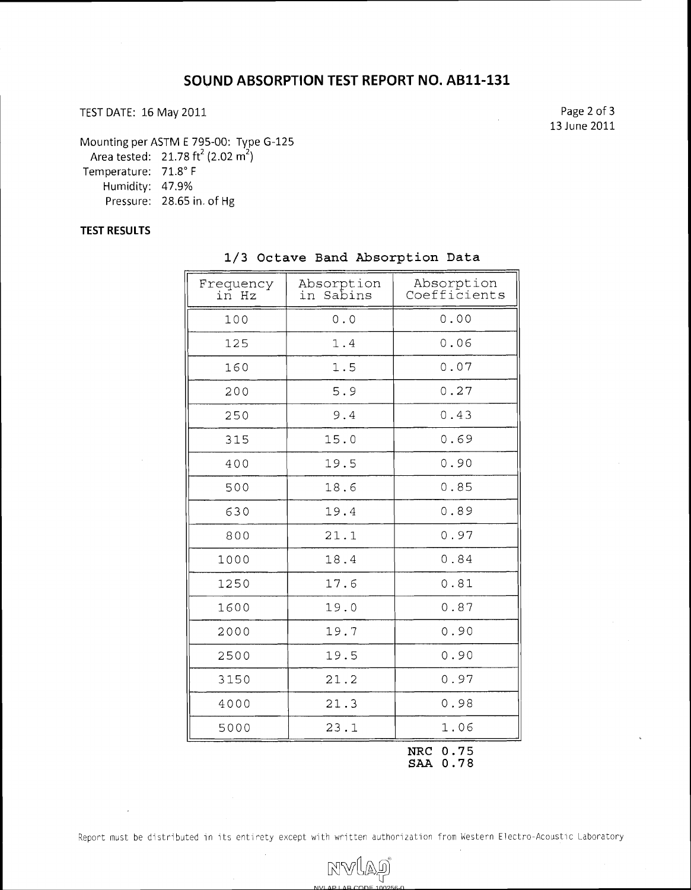# SOUND ABSORPTION TEST REPORT NO. AB11-131

TEST DATE: 16 May 2011

13 June 2011

Mounting per ASTM E 795-00: Type G-125
Area tested: 21.78 $ft^2$ (2.02 $m^2$)
Temperature: 71.8° F
Humidity: 47.9%
Pressure: 28.65 in. of Hg

**TEST RESULTS**

**1/3 Octave Band Absorption Data**

| Frequency in Hz | Absorption in Sabins | Absorption Coefficients |
|---|---|---|
| 100 | 0.0 | 0.00 |
| 125 | 1.4 | 0.06 |
| 160 | 1.5 | 0.07 |
| 200 | 5.9 | 0.27 |
| 250 | 9.4 | 0.43 |
| 315 | 15.0 | 0.69 |
| 400 | 19.5 | 0.90 |
| 500 | 18.6 | 0.85 |
| 630 | 19.4 | 0.89 |
| 800 | 21.1 | 0.97 |
| 1000 | 18.4 | 0.84 |
| 1250 | 17.6 | 0.81 |
| 1600 | 19.0 | 0.87 |
| 2000 | 19.7 | 0.90 |
| 2500 | 19.5 | 0.90 |
| 3150 | 21.2 | 0.97 |
| 4000 | 21.3 | 0.98 |
| 5000 | 23.1 | 1.06 |

**NRC 0.75**
**SAA 0.78**

Report must be distributed in its entirety except with written authorization from Western Electro-Acoustic Laboratory

NVLAP LAB CODE 100256-0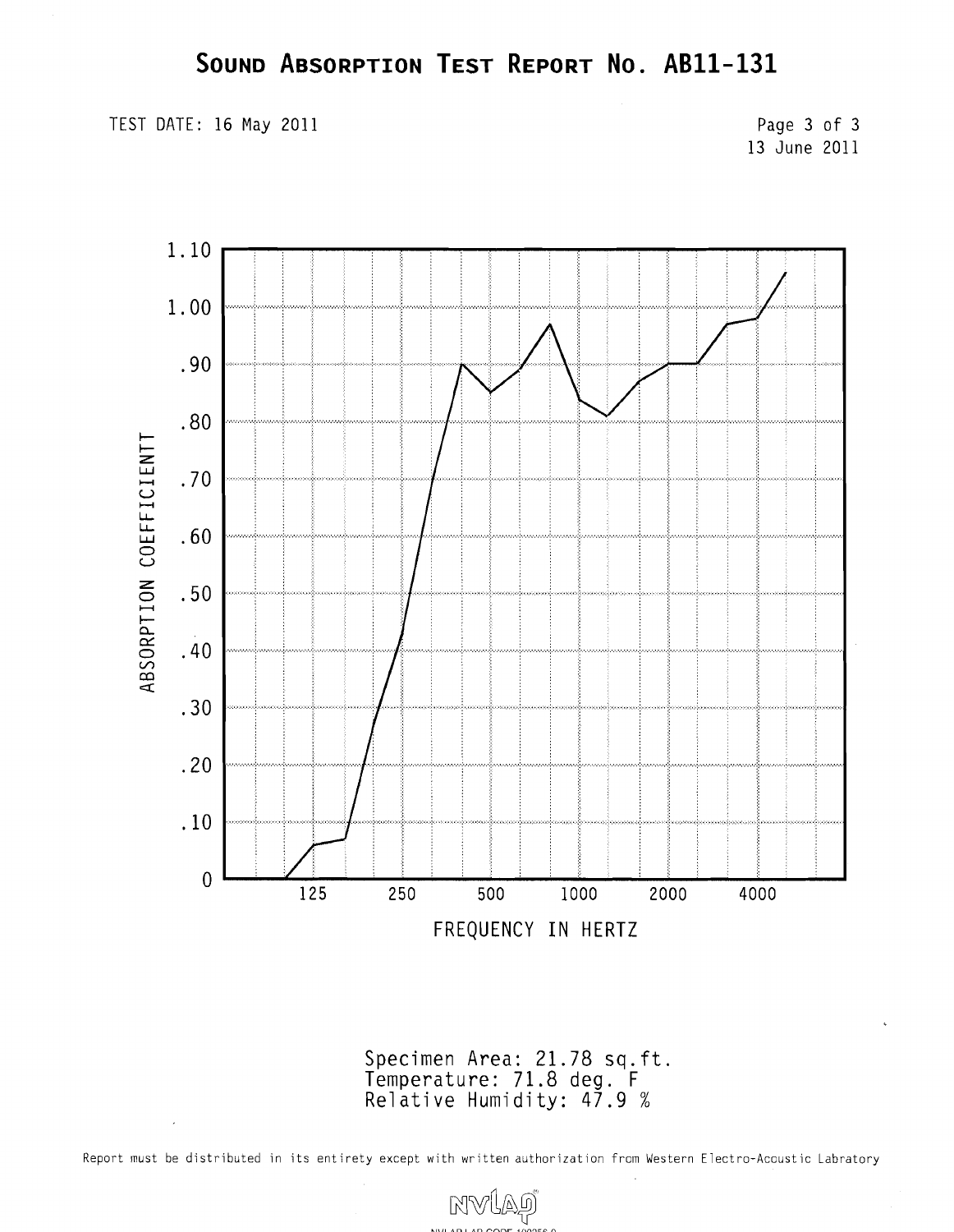# SOUND ABSORPTION TEST REPORT NO. AB11-131

TEST DATE: 16 May 2011

13 June 2011

1.10
1.00
.90
.80
.70
.60
.50
.40
.30
.20
.10
0

ABSORPTION COEFFICIENTT

125 250 500 1000 2000 4000

FREQUENCY IN HERTZ

Specimen Area: 21.78 sq.ft.
Temperature: 71.8 deg. F
Relative Humidity: 47.9 %

Report must be distributed in its entirety except with written authorization from Western Electro-Acoustic Labratory

NVLAP